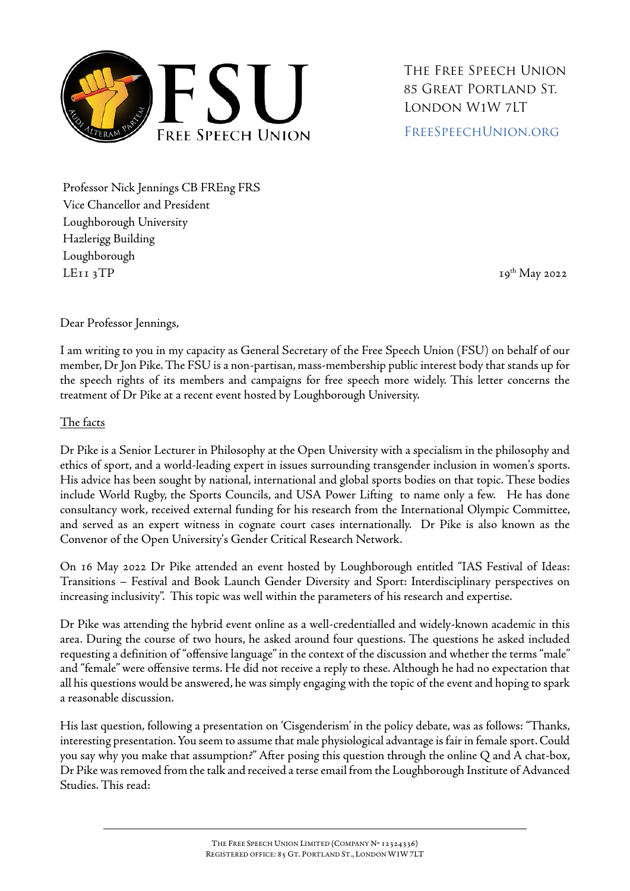The Free Speech Union
85 Great Portland St.
London W1W 7LT

FreeSpeechUnion.org

Professor Nick Jennings CB FREng FRS
Vice Chancellor and President
Loughborough University
Hazlerigg Building
Loughborough
LE11 3TP

19th May 2022

Dear Professor Jennings,

I am writing to you in my capacity as General Secretary of the Free Speech Union (FSU) on behalf of our member, Dr Jon Pike. The FSU is a non-partisan, mass-membership public interest body that stands up for the speech rights of its members and campaigns for free speech more widely. This letter concerns the treatment of Dr Pike at a recent event hosted by Loughborough University.

## The facts

Dr Pike is a Senior Lecturer in Philosophy at the Open University with a specialism in the philosophy and ethics of sport, and a world-leading expert in issues surrounding transgender inclusion in women's sports. His advice has been sought by national, international and global sports bodies on that topic. These bodies include World Rugby, the Sports Councils, and USA Power Lifting to name only a few. He has done consultancy work, received external funding for his research from the International Olympic Committee, and served as an expert witness in cognate court cases internationally. Dr Pike is also known as the Convenor of the Open University's Gender Critical Research Network.

On 16 May 2022 Dr Pike attended an event hosted by Loughborough entitled "IAS Festival of Ideas: Transitions – Festival and Book Launch Gender Diversity and Sport: Interdisciplinary perspectives on increasing inclusivity". This topic was well within the parameters of his research and expertise.

Dr Pike was attending the hybrid event online as a well-credentialled and widely-known academic in this area. During the course of two hours, he asked around four questions. The questions he asked included requesting a definition of "offensive language" in the context of the discussion and whether the terms "male" and "female" were offensive terms. He did not receive a reply to these. Although he had no expectation that all his questions would be answered, he was simply engaging with the topic of the event and hoping to spark a reasonable discussion.

His last question, following a presentation on 'Cisgenderism' in the policy debate, was as follows: "Thanks, interesting presentation. You seem to assume that male physiological advantage is fair in female sport. Could you say why you make that assumption?" After posing this question through the online Q and A chat-box, Dr Pike was removed from the talk and received a terse email from the Loughborough Institute of Advanced Studies. This read: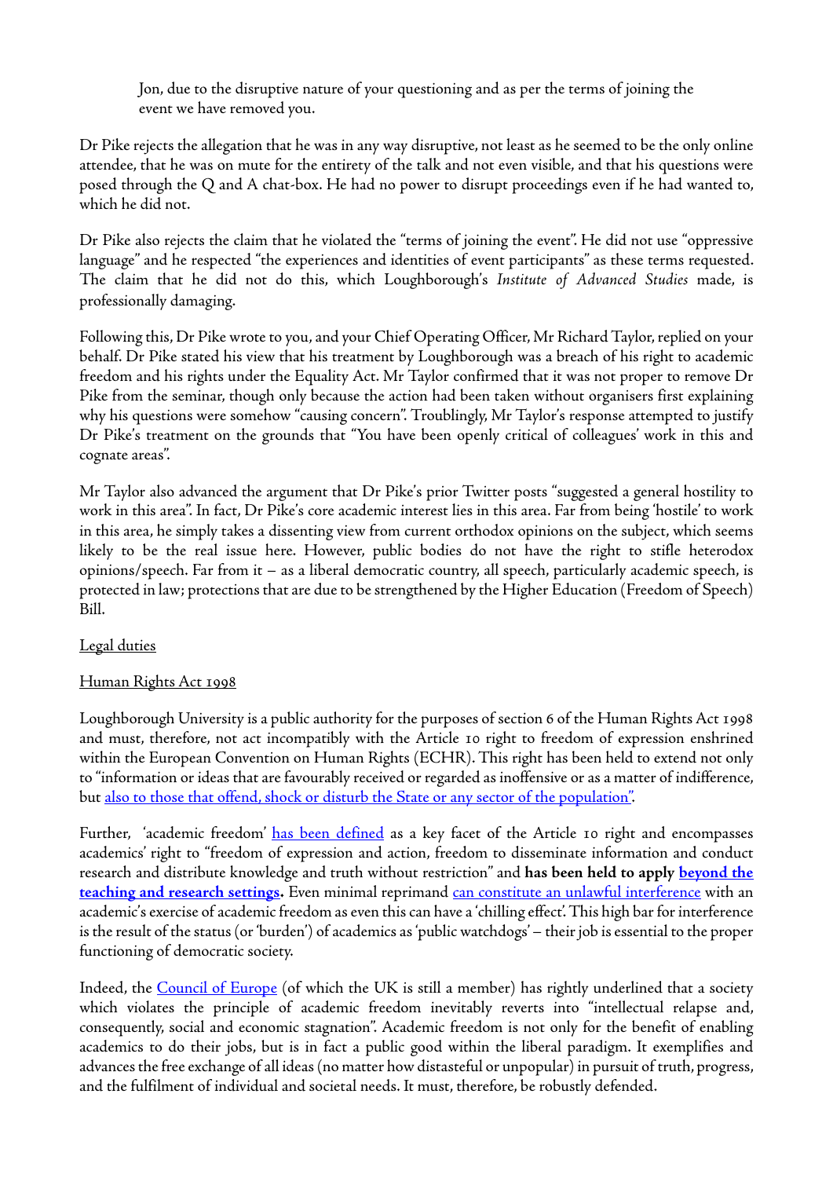> Jon, due to the disruptive nature of your questioning and as per the terms of joining the event we have removed you.

Dr Pike rejects the allegation that he was in any way disruptive, not least as he seemed to be the only online attendee, that he was on mute for the entirety of the talk and not even visible, and that his questions were posed through the Q and A chat-box. He had no power to disrupt proceedings even if he had wanted to, which he did not.

Dr Pike also rejects the claim that he violated the "terms of joining the event". He did not use "oppressive language" and he respected "the experiences and identities of event participants" as these terms requested. The claim that he did not do this, which Loughborough's *Institute of Advanced Studies* made, is professionally damaging.

Following this, Dr Pike wrote to you, and your Chief Operating Officer, Mr Richard Taylor, replied on your behalf. Dr Pike stated his view that his treatment by Loughborough was a breach of his right to academic freedom and his rights under the Equality Act. Mr Taylor confirmed that it was not proper to remove Dr Pike from the seminar, though only because the action had been taken without organisers first explaining why his questions were somehow "causing concern". Troublingly, Mr Taylor's response attempted to justify Dr Pike's treatment on the grounds that "You have been openly critical of colleagues' work in this and cognate areas".

Mr Taylor also advanced the argument that Dr Pike's prior Twitter posts "suggested a general hostility to work in this area". In fact, Dr Pike's core academic interest lies in this area. Far from being 'hostile' to work in this area, he simply takes a dissenting view from current orthodox opinions on the subject, which seems likely to be the real issue here. However, public bodies do not have the right to stifle heterodox opinions/speech. Far from it – as a liberal democratic country, all speech, particularly academic speech, is protected in law; protections that are due to be strengthened by the Higher Education (Freedom of Speech) Bill.

<u>Legal duties</u>

<u>Human Rights Act 1998</u>

Loughborough University is a public authority for the purposes of section 6 of the Human Rights Act 1998 and must, therefore, not act incompatibly with the Article 10 right to freedom of expression enshrined within the European Convention on Human Rights (ECHR). This right has been held to extend not only to "information or ideas that are favourably received or regarded as inoffensive or as a matter of indifference, but [also to those that offend, shock or disturb the State or any sector of the population"](#).

Further, 'academic freedom' [has been defined](#) as a key facet of the Article 10 right and encompasses academics' right to "freedom of expression and action, freedom to disseminate information and conduct research and distribute knowledge and truth without restriction" and **has been held to apply [beyond the teaching and research settings](#).** Even minimal reprimand [can constitute an unlawful interference](#) with an academic's exercise of academic freedom as even this can have a 'chilling effect'. This high bar for interference is the result of the status (or 'burden') of academics as 'public watchdogs' – their job is essential to the proper functioning of democratic society.

Indeed, the [Council of Europe](#) (of which the UK is still a member) has rightly underlined that a society which violates the principle of academic freedom inevitably reverts into "intellectual relapse and, consequently, social and economic stagnation". Academic freedom is not only for the benefit of enabling academics to do their jobs, but is in fact a public good within the liberal paradigm. It exemplifies and advances the free exchange of all ideas (no matter how distasteful or unpopular) in pursuit of truth, progress, and the fulfilment of individual and societal needs. It must, therefore, be robustly defended.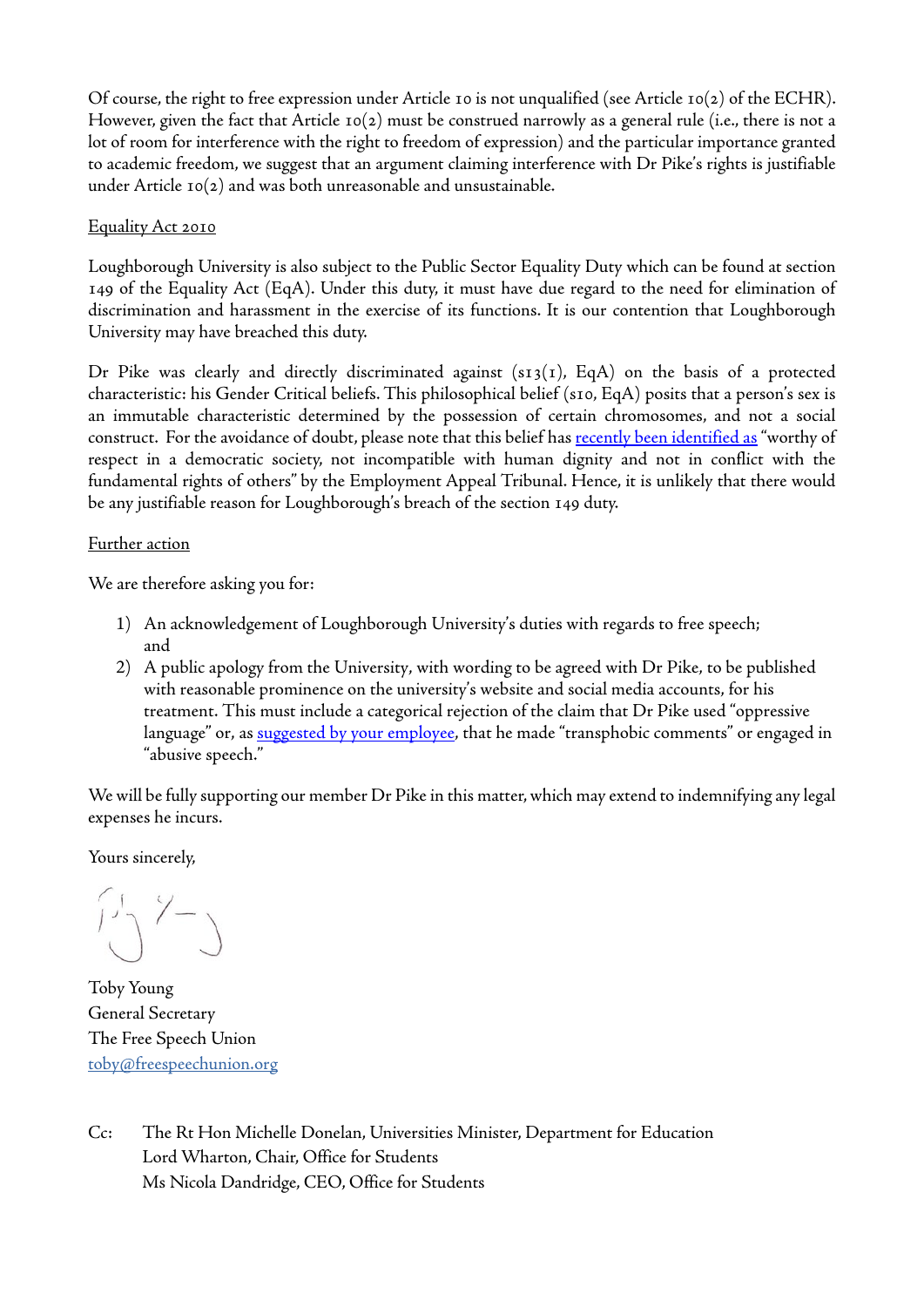Of course, the right to free expression under Article 10 is not unqualified (see Article 10(2) of the ECHR). However, given the fact that Article 10(2) must be construed narrowly as a general rule (i.e., there is not a lot of room for interference with the right to freedom of expression) and the particular importance granted to academic freedom, we suggest that an argument claiming interference with Dr Pike's rights is justifiable under Article 10(2) and was both unreasonable and unsustainable.

<u>Equality Act 2010</u>

Loughborough University is also subject to the Public Sector Equality Duty which can be found at section 149 of the Equality Act (EqA). Under this duty, it must have due regard to the need for elimination of discrimination and harassment in the exercise of its functions. It is our contention that Loughborough University may have breached this duty.

Dr Pike was clearly and directly discriminated against (s13(1), EqA) on the basis of a protected characteristic: his Gender Critical beliefs. This philosophical belief (s10, EqA) posits that a person's sex is an immutable characteristic determined by the possession of certain chromosomes, and not a social construct. For the avoidance of doubt, please note that this belief has recently been identified as "worthy of respect in a democratic society, not incompatible with human dignity and not in conflict with the fundamental rights of others" by the Employment Appeal Tribunal. Hence, it is unlikely that there would be any justifiable reason for Loughborough's breach of the section 149 duty.

<u>Further action</u>

We are therefore asking you for:

1) An acknowledgement of Loughborough University's duties with regards to free speech; and
2) A public apology from the University, with wording to be agreed with Dr Pike, to be published with reasonable prominence on the university's website and social media accounts, for his treatment. This must include a categorical rejection of the claim that Dr Pike used "oppressive language" or, as suggested by your employee, that he made "transphobic comments" or engaged in "abusive speech."

We will be fully supporting our member Dr Pike in this matter, which may extend to indemnifying any legal expenses he incurs.

Yours sincerely,

Toby Young
General Secretary
The Free Speech Union
toby@freespeechunion.org

Cc: The Rt Hon Michelle Donelan, Universities Minister, Department for Education
Lord Wharton, Chair, Office for Students
Ms Nicola Dandridge, CEO, Office for Students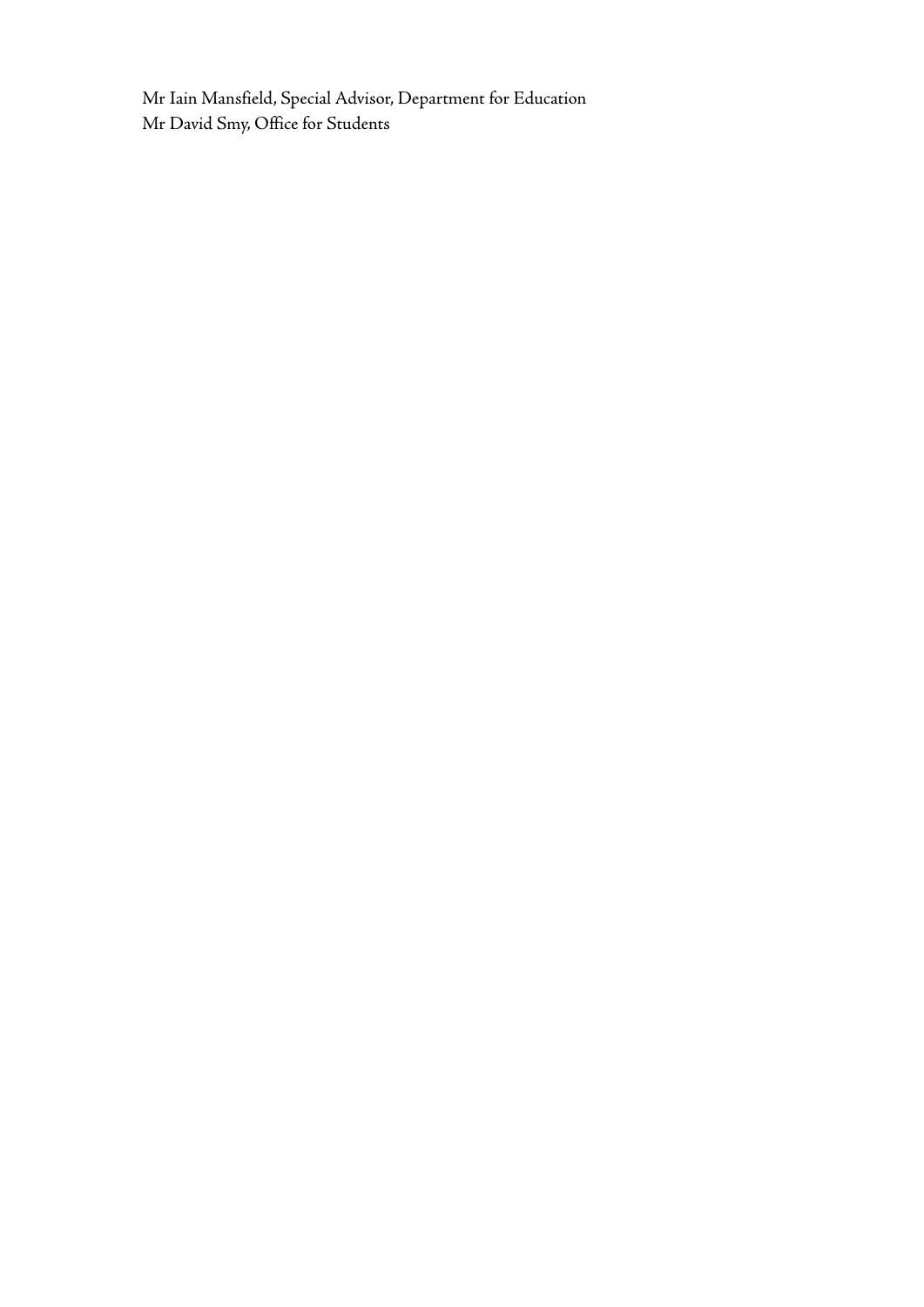Mr Iain Mansfield, Special Advisor, Department for Education
Mr David Smy, Office for Students